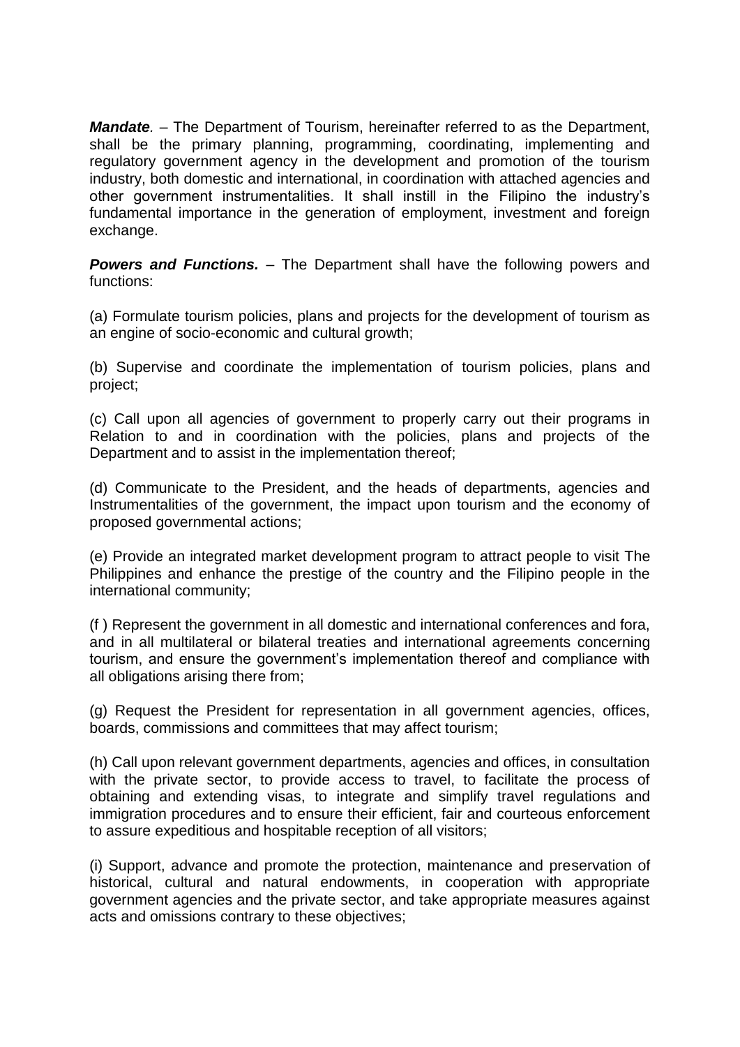***Mandate****.* – The Department of Tourism, hereinafter referred to as the Department, shall be the primary planning, programming, coordinating, implementing and regulatory government agency in the development and promotion of the tourism industry, both domestic and international, in coordination with attached agencies and other government instrumentalities. It shall instill in the Filipino the industry's fundamental importance in the generation of employment, investment and foreign exchange.

***Powers and Functions.*** – The Department shall have the following powers and functions:

(a) Formulate tourism policies, plans and projects for the development of tourism as an engine of socio-economic and cultural growth;

(b) Supervise and coordinate the implementation of tourism policies, plans and project;

(c) Call upon all agencies of government to properly carry out their programs in Relation to and in coordination with the policies, plans and projects of the Department and to assist in the implementation thereof;

(d) Communicate to the President, and the heads of departments, agencies and Instrumentalities of the government, the impact upon tourism and the economy of proposed governmental actions;

(e) Provide an integrated market development program to attract people to visit The Philippines and enhance the prestige of the country and the Filipino people in the international community;

(f ) Represent the government in all domestic and international conferences and fora, and in all multilateral or bilateral treaties and international agreements concerning tourism, and ensure the government's implementation thereof and compliance with all obligations arising there from;

(g) Request the President for representation in all government agencies, offices, boards, commissions and committees that may affect tourism;

(h) Call upon relevant government departments, agencies and offices, in consultation with the private sector, to provide access to travel, to facilitate the process of obtaining and extending visas, to integrate and simplify travel regulations and immigration procedures and to ensure their efficient, fair and courteous enforcement to assure expeditious and hospitable reception of all visitors;

(i) Support, advance and promote the protection, maintenance and preservation of historical, cultural and natural endowments, in cooperation with appropriate government agencies and the private sector, and take appropriate measures against acts and omissions contrary to these objectives;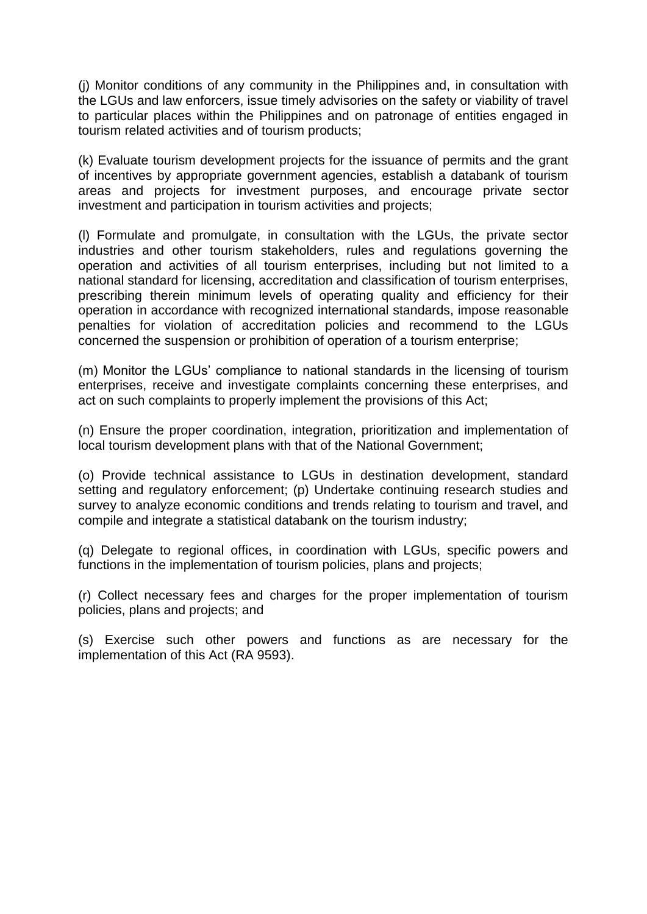(j) Monitor conditions of any community in the Philippines and, in consultation with the LGUs and law enforcers, issue timely advisories on the safety or viability of travel to particular places within the Philippines and on patronage of entities engaged in tourism related activities and of tourism products;

(k) Evaluate tourism development projects for the issuance of permits and the grant of incentives by appropriate government agencies, establish a databank of tourism areas and projects for investment purposes, and encourage private sector investment and participation in tourism activities and projects;

(l) Formulate and promulgate, in consultation with the LGUs, the private sector industries and other tourism stakeholders, rules and regulations governing the operation and activities of all tourism enterprises, including but not limited to a national standard for licensing, accreditation and classification of tourism enterprises, prescribing therein minimum levels of operating quality and efficiency for their operation in accordance with recognized international standards, impose reasonable penalties for violation of accreditation policies and recommend to the LGUs concerned the suspension or prohibition of operation of a tourism enterprise;

(m) Monitor the LGUs' compliance to national standards in the licensing of tourism enterprises, receive and investigate complaints concerning these enterprises, and act on such complaints to properly implement the provisions of this Act;

(n) Ensure the proper coordination, integration, prioritization and implementation of local tourism development plans with that of the National Government;

(o) Provide technical assistance to LGUs in destination development, standard setting and regulatory enforcement; (p) Undertake continuing research studies and survey to analyze economic conditions and trends relating to tourism and travel, and compile and integrate a statistical databank on the tourism industry;

(q) Delegate to regional offices, in coordination with LGUs, specific powers and functions in the implementation of tourism policies, plans and projects;

(r) Collect necessary fees and charges for the proper implementation of tourism policies, plans and projects; and

(s) Exercise such other powers and functions as are necessary for the implementation of this Act (RA 9593).